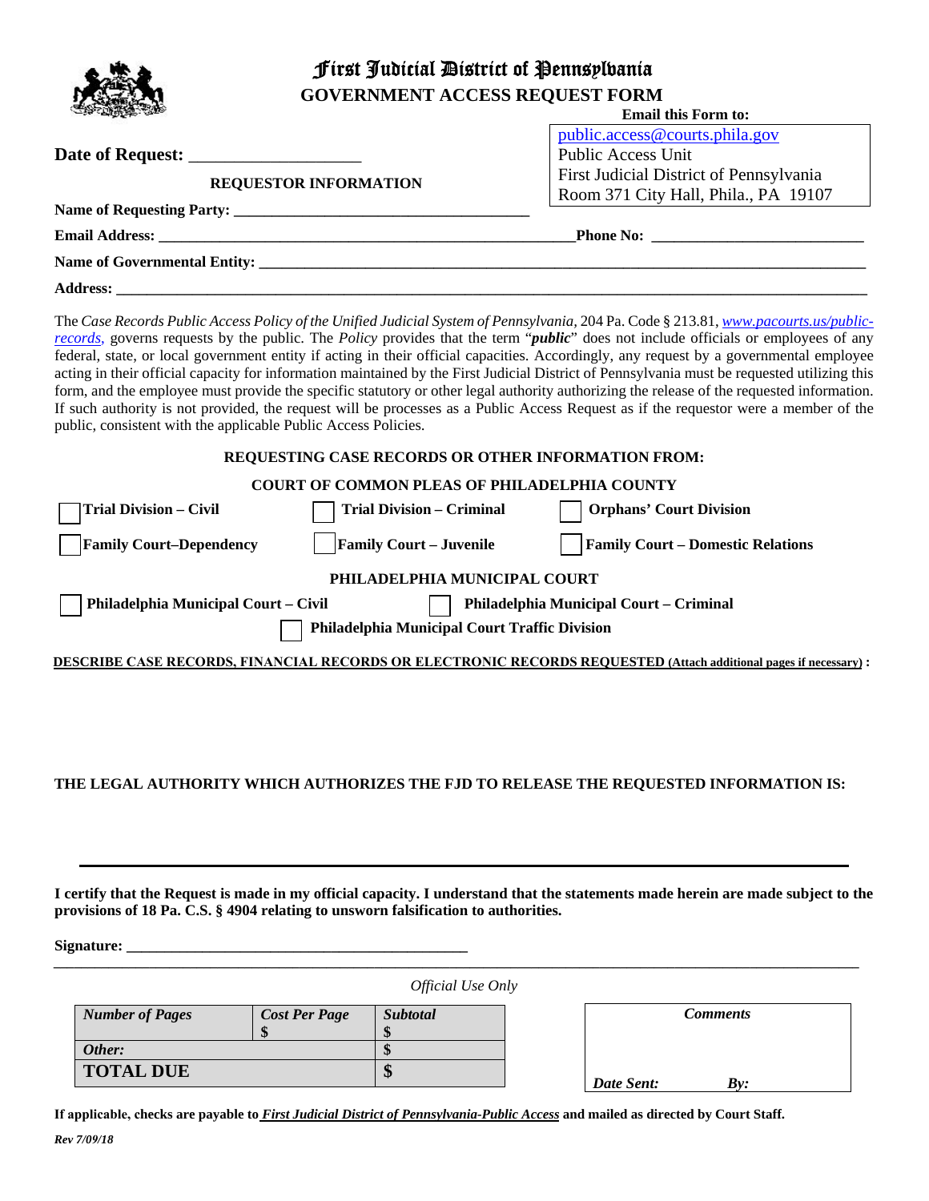# First Judicial District of Pennsylvania

## GOVERNMENT ACCESS REQUEST FORM

**Email this Form to:**

public.access@courts.phila.gov
Public Access Unit
First Judicial District of Pennsylvania
Room 371 City Hall, Phila., PA 19107

**Date of Request:** ___________________

**REQUESTOR INFORMATION**

**Name of Requesting Party:** _____________________________________

**Email Address:** ______________________________________________ **Phone No:** __________________________

**Name of Governmental Entity:** ________________________________________________________________________________

**Address:** ______________________________________________________________________________________________

The *Case Records Public Access Policy of the Unified Judicial System of Pennsylvania,* 204 Pa. Code § 213.81, *www.pacourts.us/public-records,* governs requests by the public. The *Policy* provides that the term "***public***" does not include officials or employees of any federal, state, or local government entity if acting in their official capacities. Accordingly, any request by a governmental employee acting in their official capacity for information maintained by the First Judicial District of Pennsylvania must be requested utilizing this form, and the employee must provide the specific statutory or other legal authority authorizing the release of the requested information. If such authority is not provided, the request will be processes as a Public Access Request as if the requestor were a member of the public, consistent with the applicable Public Access Policies.

**REQUESTING CASE RECORDS OR OTHER INFORMATION FROM:**

**COURT OF COMMON PLEAS OF PHILADELPHIA COUNTY**

☐ **Trial Division – Civil** ☐ **Trial Division – Criminal** ☐ **Orphans' Court Division**

☐ **Family Court–Dependency** ☐ **Family Court – Juvenile** ☐ **Family Court – Domestic Relations**

**PHILADELPHIA MUNICIPAL COURT**

☐ **Philadelphia Municipal Court – Civil** ☐ **Philadelphia Municipal Court – Criminal**

☐ **Philadelphia Municipal Court Traffic Division**

**DESCRIBE CASE RECORDS, FINANCIAL RECORDS OR ELECTRONIC RECORDS REQUESTED (Attach additional pages if necessary) :**

**THE LEGAL AUTHORITY WHICH AUTHORIZES THE FJD TO RELEASE THE REQUESTED INFORMATION IS:**

______________________________________________________________________________

**I certify that the Request is made in my official capacity. I understand that the statements made herein are made subject to the provisions of 18 Pa. C.S. § 4904 relating to unsworn falsification to authorities.**

**Signature:** _____________________________________________

*Official Use Only*

| *Number of Pages* | *Cost Per Page* $ | *Subtotal* $ |
|---|---|---|
| *Other:* | | $ |
| **TOTAL DUE** | | $ |

| *Comments* |
|---|
| *Date Sent:* *By:* |

**If applicable, checks are payable to *First Judicial District of Pennsylvania-Public Access* and mailed as directed by Court Staff.**

*Rev 7/09/18*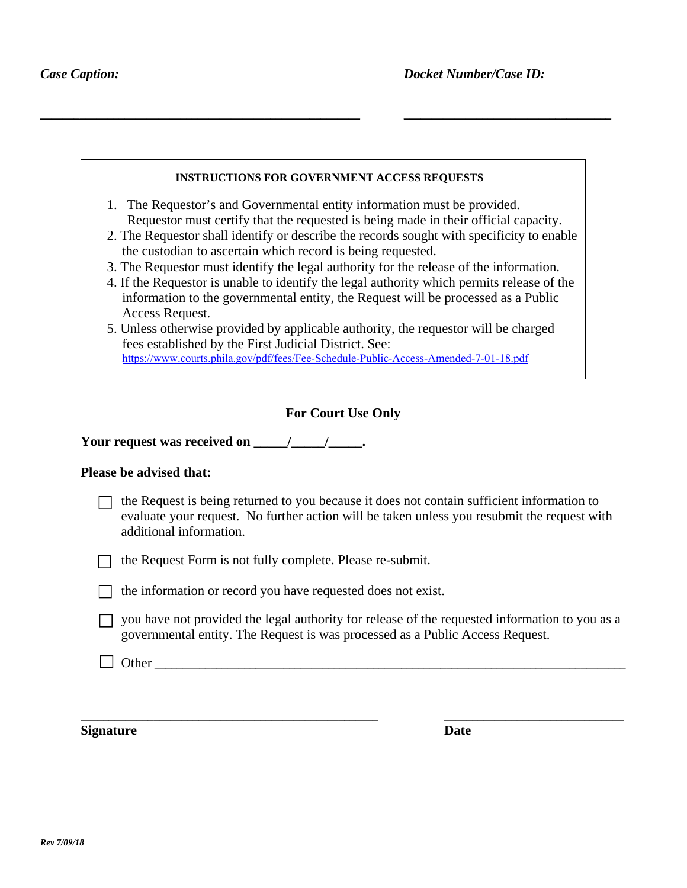***Case Caption:*** \_\_\_\_\_\_\_\_\_\_\_\_\_\_\_\_\_\_\_\_\_\_\_\_\_\_\_\_\_\_\_\_\_\_\_\_\_\_\_\_

***Docket Number/Case ID:*** \_\_\_\_\_\_\_\_\_\_\_\_\_\_\_\_\_\_\_\_\_\_\_\_\_\_

**INSTRUCTIONS FOR GOVERNMENT ACCESS REQUESTS**

1. The Requestor's and Governmental entity information must be provided. Requestor must certify that the requested is being made in their official capacity.
2. The Requestor shall identify or describe the records sought with specificity to enable the custodian to ascertain which record is being requested.
3. The Requestor must identify the legal authority for the release of the information.
4. If the Requestor is unable to identify the legal authority which permits release of the information to the governmental entity, the Request will be processed as a Public Access Request.
5. Unless otherwise provided by applicable authority, the requestor will be charged fees established by the First Judicial District. See: https://www.courts.phila.gov/pdf/fees/Fee-Schedule-Public-Access-Amended-7-01-18.pdf

**For Court Use Only**

**Your request was received on \_\_\_\_\_/\_\_\_\_\_/\_\_\_\_\_.**

**Please be advised that:**

- ☐ the Request is being returned to you because it does not contain sufficient information to evaluate your request. No further action will be taken unless you resubmit the request with additional information.
- ☐ the Request Form is not fully complete. Please re-submit.
- ☐ the information or record you have requested does not exist.
- ☐ you have not provided the legal authority for release of the requested information to you as a governmental entity. The Request is was processed as a Public Access Request.
- ☐ Other \_\_\_\_\_\_\_\_\_\_\_\_\_\_\_\_\_\_\_\_\_\_\_\_\_\_\_\_\_\_\_\_\_\_\_\_\_\_\_\_\_\_\_\_\_\_\_\_\_\_\_\_\_\_\_\_\_\_\_\_\_\_\_\_\_\_

\_\_\_\_\_\_\_\_\_\_\_\_\_\_\_\_\_\_\_\_\_\_\_\_\_\_\_\_\_\_\_\_\_\_\_\_\_\_\_\_\_\_\_\_
**Signature**

\_\_\_\_\_\_\_\_\_\_\_\_\_\_\_\_\_\_\_\_\_\_\_\_\_\_\_\_
**Date**

***Rev 7/09/18***